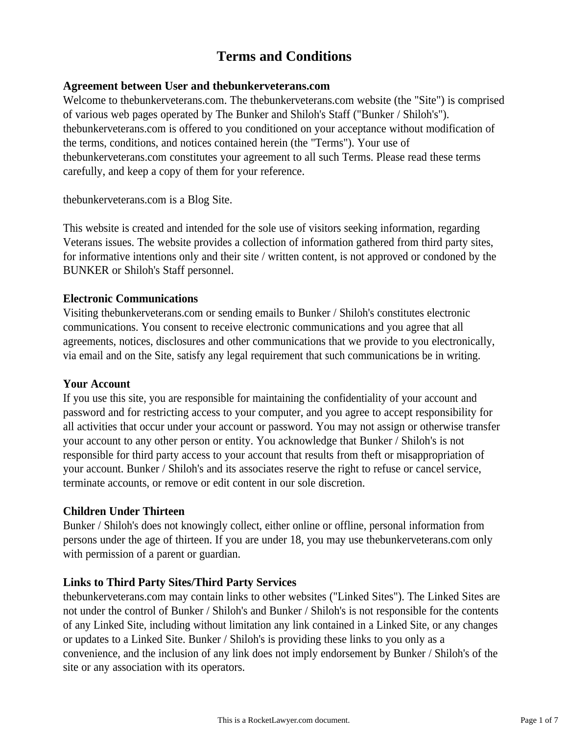# Terms and Conditions

**Agreement between User and thebunkerveterans.com**

Welcome to thebunkerveterans.com. The thebunkerveterans.com website (the "Site") is comprised of various web pages operated by The Bunker and Shiloh's Staff ("Bunker / Shiloh's"). thebunkerveterans.com is offered to you conditioned on your acceptance without modification of the terms, conditions, and notices contained herein (the "Terms"). Your use of thebunkerveterans.com constitutes your agreement to all such Terms. Please read these terms carefully, and keep a copy of them for your reference.

thebunkerveterans.com is a Blog Site.

This website is created and intended for the sole use of visitors seeking information, regarding Veterans issues. The website provides a collection of information gathered from third party sites, for informative intentions only and their site / written content, is not approved or condoned by the BUNKER or Shiloh's Staff personnel.

**Electronic Communications**

Visiting thebunkerveterans.com or sending emails to Bunker / Shiloh's constitutes electronic communications. You consent to receive electronic communications and you agree that all agreements, notices, disclosures and other communications that we provide to you electronically, via email and on the Site, satisfy any legal requirement that such communications be in writing.

**Your Account**

If you use this site, you are responsible for maintaining the confidentiality of your account and password and for restricting access to your computer, and you agree to accept responsibility for all activities that occur under your account or password. You may not assign or otherwise transfer your account to any other person or entity. You acknowledge that Bunker / Shiloh's is not responsible for third party access to your account that results from theft or misappropriation of your account. Bunker / Shiloh's and its associates reserve the right to refuse or cancel service, terminate accounts, or remove or edit content in our sole discretion.

**Children Under Thirteen**

Bunker / Shiloh's does not knowingly collect, either online or offline, personal information from persons under the age of thirteen. If you are under 18, you may use thebunkerveterans.com only with permission of a parent or guardian.

**Links to Third Party Sites/Third Party Services**

thebunkerveterans.com may contain links to other websites ("Linked Sites"). The Linked Sites are not under the control of Bunker / Shiloh's and Bunker / Shiloh's is not responsible for the contents of any Linked Site, including without limitation any link contained in a Linked Site, or any changes or updates to a Linked Site. Bunker / Shiloh's is providing these links to you only as a convenience, and the inclusion of any link does not imply endorsement by Bunker / Shiloh's of the site or any association with its operators.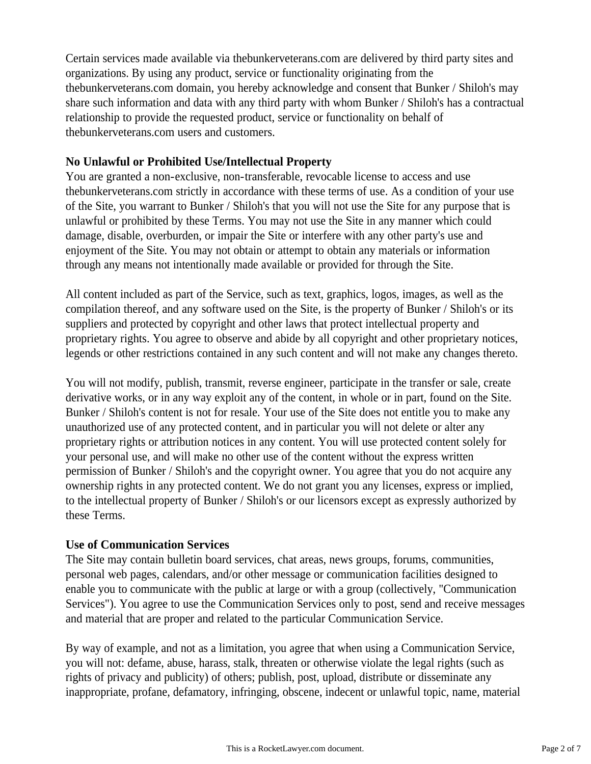Certain services made available via thebunkerveterans.com are delivered by third party sites and organizations. By using any product, service or functionality originating from the thebunkerveterans.com domain, you hereby acknowledge and consent that Bunker / Shiloh's may share such information and data with any third party with whom Bunker / Shiloh's has a contractual relationship to provide the requested product, service or functionality on behalf of thebunkerveterans.com users and customers.

**No Unlawful or Prohibited Use/Intellectual Property**

You are granted a non-exclusive, non-transferable, revocable license to access and use thebunkerveterans.com strictly in accordance with these terms of use. As a condition of your use of the Site, you warrant to Bunker / Shiloh's that you will not use the Site for any purpose that is unlawful or prohibited by these Terms. You may not use the Site in any manner which could damage, disable, overburden, or impair the Site or interfere with any other party's use and enjoyment of the Site. You may not obtain or attempt to obtain any materials or information through any means not intentionally made available or provided for through the Site.

All content included as part of the Service, such as text, graphics, logos, images, as well as the compilation thereof, and any software used on the Site, is the property of Bunker / Shiloh's or its suppliers and protected by copyright and other laws that protect intellectual property and proprietary rights. You agree to observe and abide by all copyright and other proprietary notices, legends or other restrictions contained in any such content and will not make any changes thereto.

You will not modify, publish, transmit, reverse engineer, participate in the transfer or sale, create derivative works, or in any way exploit any of the content, in whole or in part, found on the Site. Bunker / Shiloh's content is not for resale. Your use of the Site does not entitle you to make any unauthorized use of any protected content, and in particular you will not delete or alter any proprietary rights or attribution notices in any content. You will use protected content solely for your personal use, and will make no other use of the content without the express written permission of Bunker / Shiloh's and the copyright owner. You agree that you do not acquire any ownership rights in any protected content. We do not grant you any licenses, express or implied, to the intellectual property of Bunker / Shiloh's or our licensors except as expressly authorized by these Terms.

**Use of Communication Services**

The Site may contain bulletin board services, chat areas, news groups, forums, communities, personal web pages, calendars, and/or other message or communication facilities designed to enable you to communicate with the public at large or with a group (collectively, "Communication Services"). You agree to use the Communication Services only to post, send and receive messages and material that are proper and related to the particular Communication Service.

By way of example, and not as a limitation, you agree that when using a Communication Service, you will not: defame, abuse, harass, stalk, threaten or otherwise violate the legal rights (such as rights of privacy and publicity) of others; publish, post, upload, distribute or disseminate any inappropriate, profane, defamatory, infringing, obscene, indecent or unlawful topic, name, material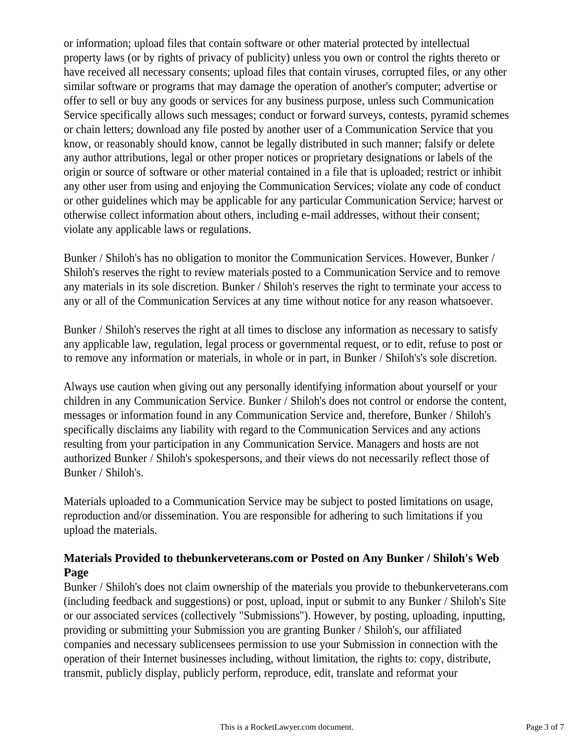or information; upload files that contain software or other material protected by intellectual property laws (or by rights of privacy of publicity) unless you own or control the rights thereto or have received all necessary consents; upload files that contain viruses, corrupted files, or any other similar software or programs that may damage the operation of another's computer; advertise or offer to sell or buy any goods or services for any business purpose, unless such Communication Service specifically allows such messages; conduct or forward surveys, contests, pyramid schemes or chain letters; download any file posted by another user of a Communication Service that you know, or reasonably should know, cannot be legally distributed in such manner; falsify or delete any author attributions, legal or other proper notices or proprietary designations or labels of the origin or source of software or other material contained in a file that is uploaded; restrict or inhibit any other user from using and enjoying the Communication Services; violate any code of conduct or other guidelines which may be applicable for any particular Communication Service; harvest or otherwise collect information about others, including e-mail addresses, without their consent; violate any applicable laws or regulations.

Bunker / Shiloh's has no obligation to monitor the Communication Services. However, Bunker / Shiloh's reserves the right to review materials posted to a Communication Service and to remove any materials in its sole discretion. Bunker / Shiloh's reserves the right to terminate your access to any or all of the Communication Services at any time without notice for any reason whatsoever.

Bunker / Shiloh's reserves the right at all times to disclose any information as necessary to satisfy any applicable law, regulation, legal process or governmental request, or to edit, refuse to post or to remove any information or materials, in whole or in part, in Bunker / Shiloh's's sole discretion.

Always use caution when giving out any personally identifying information about yourself or your children in any Communication Service. Bunker / Shiloh's does not control or endorse the content, messages or information found in any Communication Service and, therefore, Bunker / Shiloh's specifically disclaims any liability with regard to the Communication Services and any actions resulting from your participation in any Communication Service. Managers and hosts are not authorized Bunker / Shiloh's spokespersons, and their views do not necessarily reflect those of Bunker / Shiloh's.

Materials uploaded to a Communication Service may be subject to posted limitations on usage, reproduction and/or dissemination. You are responsible for adhering to such limitations if you upload the materials.

**Materials Provided to thebunkerveterans.com or Posted on Any Bunker / Shiloh's Web Page**

Bunker / Shiloh's does not claim ownership of the materials you provide to thebunkerveterans.com (including feedback and suggestions) or post, upload, input or submit to any Bunker / Shiloh's Site or our associated services (collectively "Submissions"). However, by posting, uploading, inputting, providing or submitting your Submission you are granting Bunker / Shiloh's, our affiliated companies and necessary sublicensees permission to use your Submission in connection with the operation of their Internet businesses including, without limitation, the rights to: copy, distribute, transmit, publicly display, publicly perform, reproduce, edit, translate and reformat your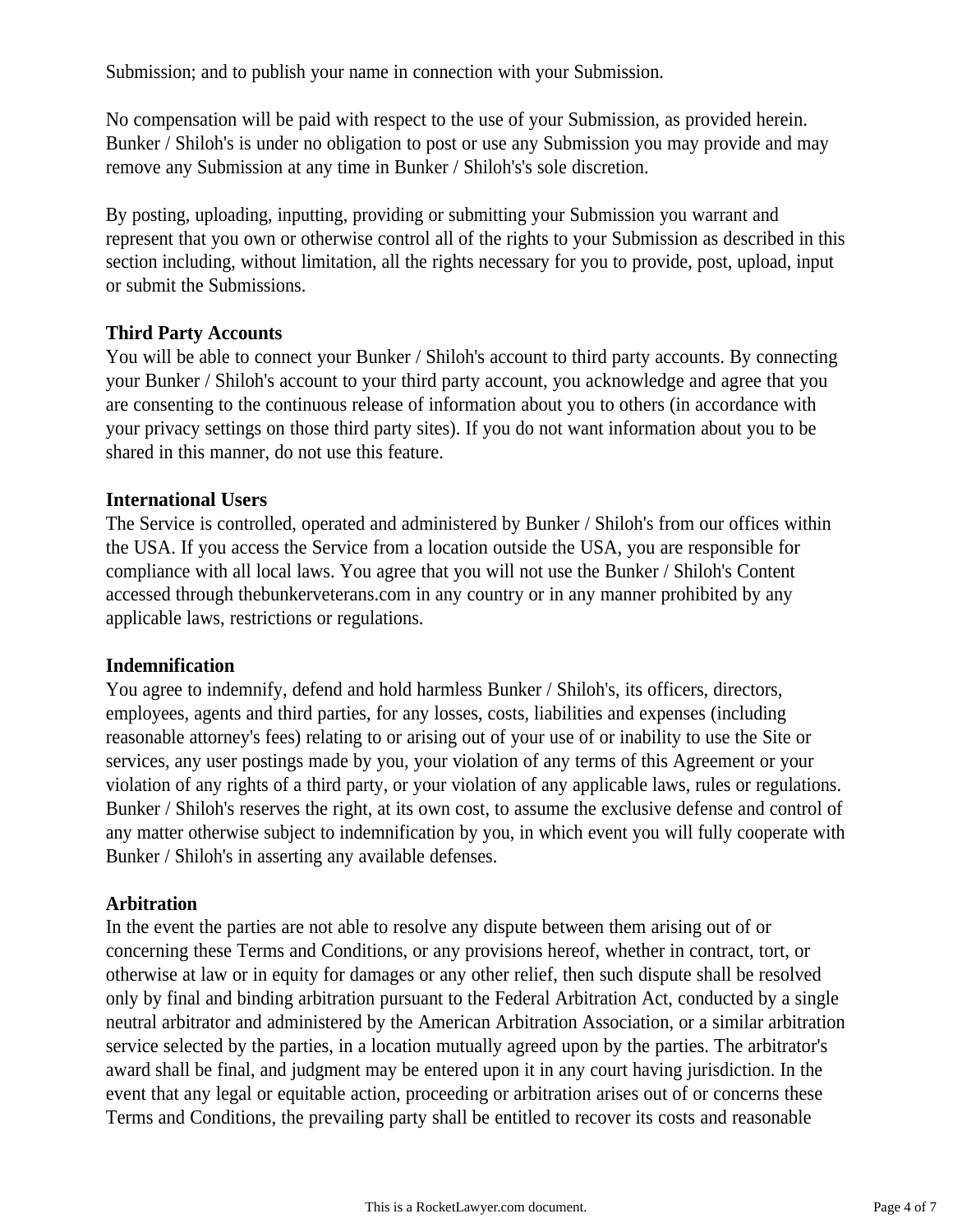Submission; and to publish your name in connection with your Submission.

No compensation will be paid with respect to the use of your Submission, as provided herein. Bunker / Shiloh's is under no obligation to post or use any Submission you may provide and may remove any Submission at any time in Bunker / Shiloh's's sole discretion.

By posting, uploading, inputting, providing or submitting your Submission you warrant and represent that you own or otherwise control all of the rights to your Submission as described in this section including, without limitation, all the rights necessary for you to provide, post, upload, input or submit the Submissions.

**Third Party Accounts**

You will be able to connect your Bunker / Shiloh's account to third party accounts. By connecting your Bunker / Shiloh's account to your third party account, you acknowledge and agree that you are consenting to the continuous release of information about you to others (in accordance with your privacy settings on those third party sites). If you do not want information about you to be shared in this manner, do not use this feature.

**International Users**

The Service is controlled, operated and administered by Bunker / Shiloh's from our offices within the USA. If you access the Service from a location outside the USA, you are responsible for compliance with all local laws. You agree that you will not use the Bunker / Shiloh's Content accessed through thebunkerveterans.com in any country or in any manner prohibited by any applicable laws, restrictions or regulations.

**Indemnification**

You agree to indemnify, defend and hold harmless Bunker / Shiloh's, its officers, directors, employees, agents and third parties, for any losses, costs, liabilities and expenses (including reasonable attorney's fees) relating to or arising out of your use of or inability to use the Site or services, any user postings made by you, your violation of any terms of this Agreement or your violation of any rights of a third party, or your violation of any applicable laws, rules or regulations. Bunker / Shiloh's reserves the right, at its own cost, to assume the exclusive defense and control of any matter otherwise subject to indemnification by you, in which event you will fully cooperate with Bunker / Shiloh's in asserting any available defenses.

**Arbitration**

In the event the parties are not able to resolve any dispute between them arising out of or concerning these Terms and Conditions, or any provisions hereof, whether in contract, tort, or otherwise at law or in equity for damages or any other relief, then such dispute shall be resolved only by final and binding arbitration pursuant to the Federal Arbitration Act, conducted by a single neutral arbitrator and administered by the American Arbitration Association, or a similar arbitration service selected by the parties, in a location mutually agreed upon by the parties. The arbitrator's award shall be final, and judgment may be entered upon it in any court having jurisdiction. In the event that any legal or equitable action, proceeding or arbitration arises out of or concerns these Terms and Conditions, the prevailing party shall be entitled to recover its costs and reasonable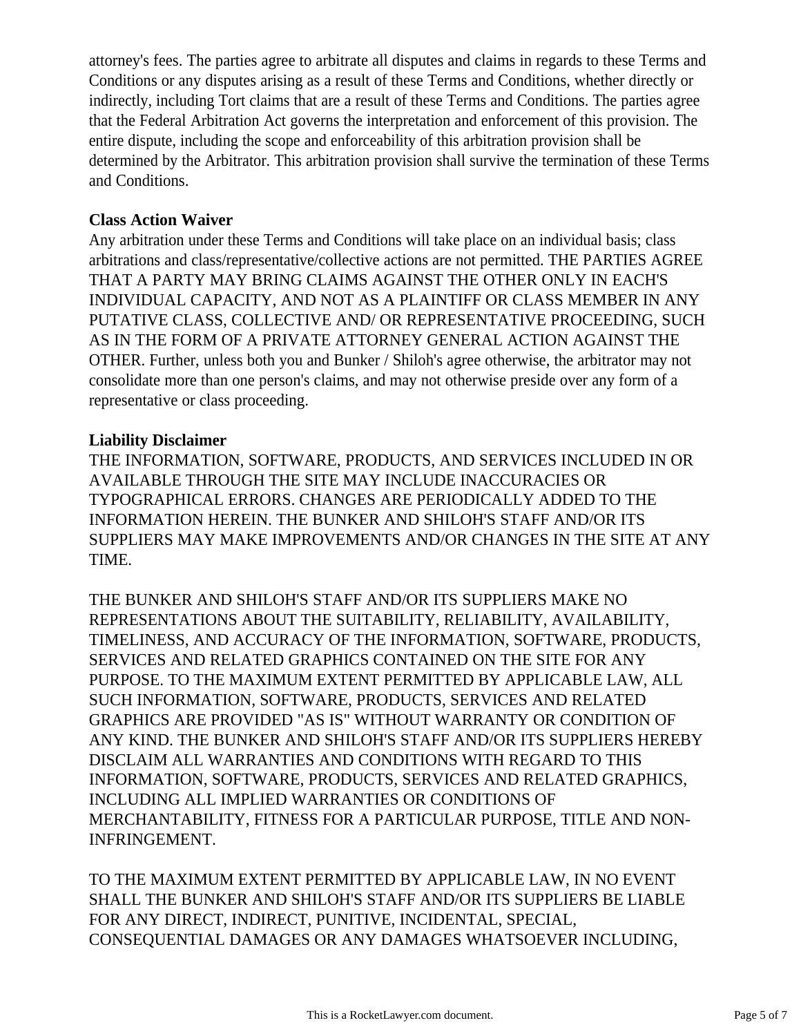attorney's fees. The parties agree to arbitrate all disputes and claims in regards to these Terms and Conditions or any disputes arising as a result of these Terms and Conditions, whether directly or indirectly, including Tort claims that are a result of these Terms and Conditions. The parties agree that the Federal Arbitration Act governs the interpretation and enforcement of this provision. The entire dispute, including the scope and enforceability of this arbitration provision shall be determined by the Arbitrator. This arbitration provision shall survive the termination of these Terms and Conditions.

**Class Action Waiver**

Any arbitration under these Terms and Conditions will take place on an individual basis; class arbitrations and class/representative/collective actions are not permitted. THE PARTIES AGREE THAT A PARTY MAY BRING CLAIMS AGAINST THE OTHER ONLY IN EACH'S INDIVIDUAL CAPACITY, AND NOT AS A PLAINTIFF OR CLASS MEMBER IN ANY PUTATIVE CLASS, COLLECTIVE AND/ OR REPRESENTATIVE PROCEEDING, SUCH AS IN THE FORM OF A PRIVATE ATTORNEY GENERAL ACTION AGAINST THE OTHER. Further, unless both you and Bunker / Shiloh's agree otherwise, the arbitrator may not consolidate more than one person's claims, and may not otherwise preside over any form of a representative or class proceeding.

**Liability Disclaimer**

THE INFORMATION, SOFTWARE, PRODUCTS, AND SERVICES INCLUDED IN OR AVAILABLE THROUGH THE SITE MAY INCLUDE INACCURACIES OR TYPOGRAPHICAL ERRORS. CHANGES ARE PERIODICALLY ADDED TO THE INFORMATION HEREIN. THE BUNKER AND SHILOH'S STAFF AND/OR ITS SUPPLIERS MAY MAKE IMPROVEMENTS AND/OR CHANGES IN THE SITE AT ANY TIME.

THE BUNKER AND SHILOH'S STAFF AND/OR ITS SUPPLIERS MAKE NO REPRESENTATIONS ABOUT THE SUITABILITY, RELIABILITY, AVAILABILITY, TIMELINESS, AND ACCURACY OF THE INFORMATION, SOFTWARE, PRODUCTS, SERVICES AND RELATED GRAPHICS CONTAINED ON THE SITE FOR ANY PURPOSE. TO THE MAXIMUM EXTENT PERMITTED BY APPLICABLE LAW, ALL SUCH INFORMATION, SOFTWARE, PRODUCTS, SERVICES AND RELATED GRAPHICS ARE PROVIDED "AS IS" WITHOUT WARRANTY OR CONDITION OF ANY KIND. THE BUNKER AND SHILOH'S STAFF AND/OR ITS SUPPLIERS HEREBY DISCLAIM ALL WARRANTIES AND CONDITIONS WITH REGARD TO THIS INFORMATION, SOFTWARE, PRODUCTS, SERVICES AND RELATED GRAPHICS, INCLUDING ALL IMPLIED WARRANTIES OR CONDITIONS OF MERCHANTABILITY, FITNESS FOR A PARTICULAR PURPOSE, TITLE AND NON-INFRINGEMENT.

TO THE MAXIMUM EXTENT PERMITTED BY APPLICABLE LAW, IN NO EVENT SHALL THE BUNKER AND SHILOH'S STAFF AND/OR ITS SUPPLIERS BE LIABLE FOR ANY DIRECT, INDIRECT, PUNITIVE, INCIDENTAL, SPECIAL, CONSEQUENTIAL DAMAGES OR ANY DAMAGES WHATSOEVER INCLUDING,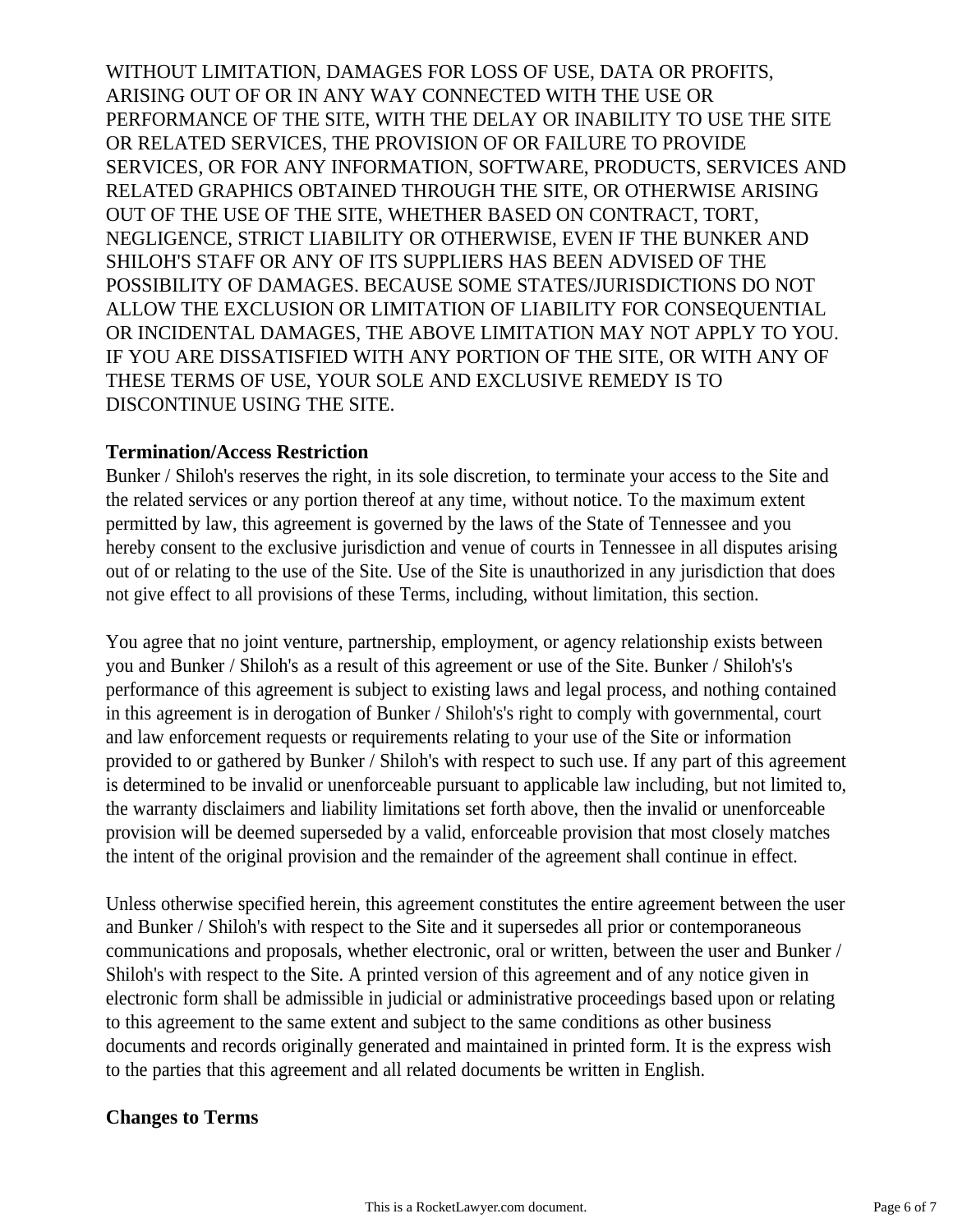WITHOUT LIMITATION, DAMAGES FOR LOSS OF USE, DATA OR PROFITS, ARISING OUT OF OR IN ANY WAY CONNECTED WITH THE USE OR PERFORMANCE OF THE SITE, WITH THE DELAY OR INABILITY TO USE THE SITE OR RELATED SERVICES, THE PROVISION OF OR FAILURE TO PROVIDE SERVICES, OR FOR ANY INFORMATION, SOFTWARE, PRODUCTS, SERVICES AND RELATED GRAPHICS OBTAINED THROUGH THE SITE, OR OTHERWISE ARISING OUT OF THE USE OF THE SITE, WHETHER BASED ON CONTRACT, TORT, NEGLIGENCE, STRICT LIABILITY OR OTHERWISE, EVEN IF THE BUNKER AND SHILOH'S STAFF OR ANY OF ITS SUPPLIERS HAS BEEN ADVISED OF THE POSSIBILITY OF DAMAGES. BECAUSE SOME STATES/JURISDICTIONS DO NOT ALLOW THE EXCLUSION OR LIMITATION OF LIABILITY FOR CONSEQUENTIAL OR INCIDENTAL DAMAGES, THE ABOVE LIMITATION MAY NOT APPLY TO YOU. IF YOU ARE DISSATISFIED WITH ANY PORTION OF THE SITE, OR WITH ANY OF THESE TERMS OF USE, YOUR SOLE AND EXCLUSIVE REMEDY IS TO DISCONTINUE USING THE SITE.

**Termination/Access Restriction**

Bunker / Shiloh's reserves the right, in its sole discretion, to terminate your access to the Site and the related services or any portion thereof at any time, without notice. To the maximum extent permitted by law, this agreement is governed by the laws of the State of Tennessee and you hereby consent to the exclusive jurisdiction and venue of courts in Tennessee in all disputes arising out of or relating to the use of the Site. Use of the Site is unauthorized in any jurisdiction that does not give effect to all provisions of these Terms, including, without limitation, this section.

You agree that no joint venture, partnership, employment, or agency relationship exists between you and Bunker / Shiloh's as a result of this agreement or use of the Site. Bunker / Shiloh's's performance of this agreement is subject to existing laws and legal process, and nothing contained in this agreement is in derogation of Bunker / Shiloh's's right to comply with governmental, court and law enforcement requests or requirements relating to your use of the Site or information provided to or gathered by Bunker / Shiloh's with respect to such use. If any part of this agreement is determined to be invalid or unenforceable pursuant to applicable law including, but not limited to, the warranty disclaimers and liability limitations set forth above, then the invalid or unenforceable provision will be deemed superseded by a valid, enforceable provision that most closely matches the intent of the original provision and the remainder of the agreement shall continue in effect.

Unless otherwise specified herein, this agreement constitutes the entire agreement between the user and Bunker / Shiloh's with respect to the Site and it supersedes all prior or contemporaneous communications and proposals, whether electronic, oral or written, between the user and Bunker / Shiloh's with respect to the Site. A printed version of this agreement and of any notice given in electronic form shall be admissible in judicial or administrative proceedings based upon or relating to this agreement to the same extent and subject to the same conditions as other business documents and records originally generated and maintained in printed form. It is the express wish to the parties that this agreement and all related documents be written in English.

**Changes to Terms**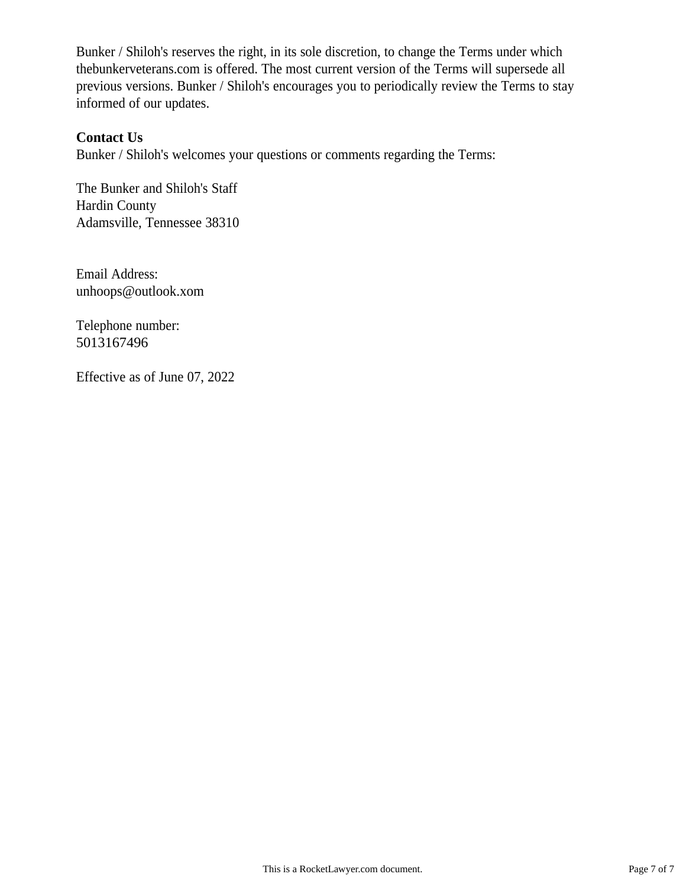Bunker / Shiloh's reserves the right, in its sole discretion, to change the Terms under which thebunkerveterans.com is offered. The most current version of the Terms will supersede all previous versions. Bunker / Shiloh's encourages you to periodically review the Terms to stay informed of our updates.

**Contact Us**

Bunker / Shiloh's welcomes your questions or comments regarding the Terms:

The Bunker and Shiloh's Staff
Hardin County
Adamsville, Tennessee 38310

Email Address:
unhoops@outlook.xom

Telephone number:
5013167496

Effective as of June 07, 2022